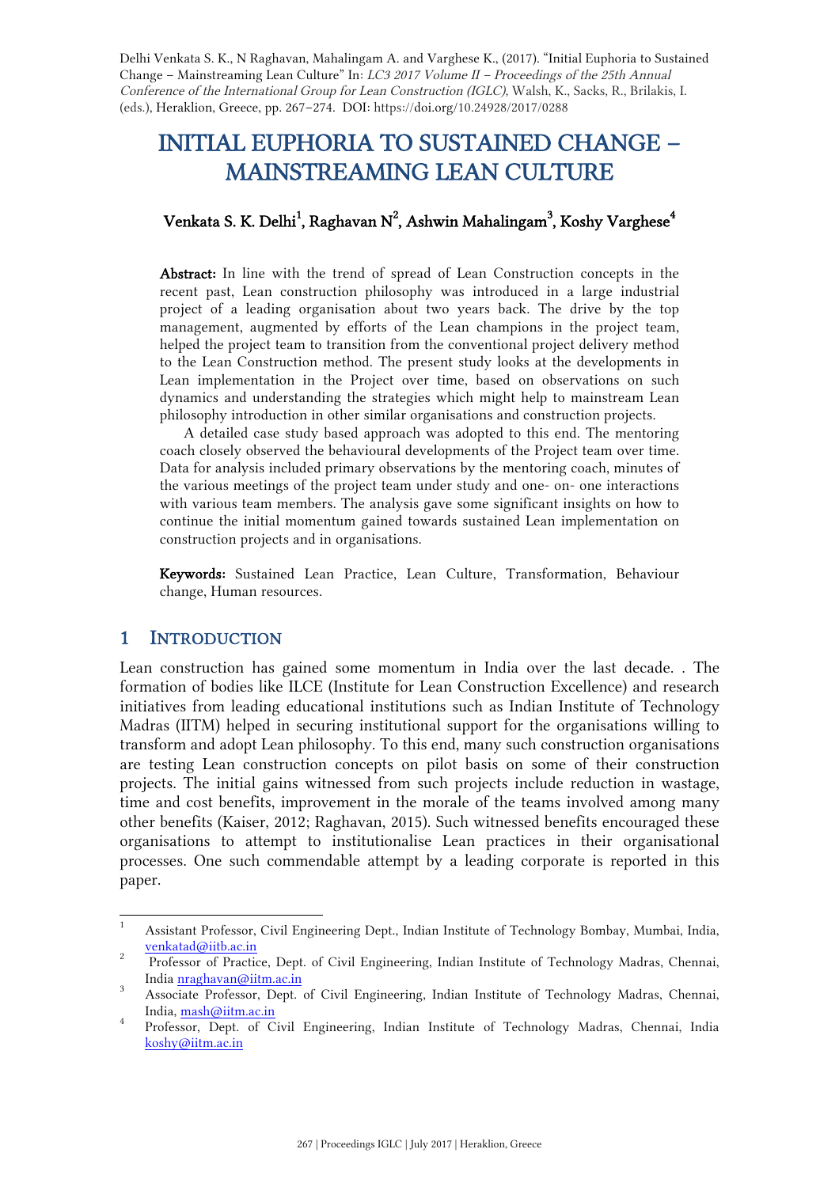Delhi Venkata S. K., N Raghavan, Mahalingam A. and Varghese K., (2017). "Initial Euphoria to Sustained Change – Mainstreaming Lean Culture" In: *LC3 2017 Volume II – Proceedings of the 25th Annual Conference of the International Group for Lean Construction (IGLC),* Walsh, K., Sacks, R., Brilakis, I. (eds.), Heraklion, Greece, pp. 267–274. DOI: https://doi.org/10.24928/2017/0288

# INITIAL EUPHORIA TO SUSTAINED CHANGE – MAINSTREAMING LEAN CULTURE

**Venkata S. K. Delhi[1], Raghavan N[2], Ashwin Mahalingam[3], Koshy Varghese[4]**

**Abstract:** In line with the trend of spread of Lean Construction concepts in the recent past, Lean construction philosophy was introduced in a large industrial project of a leading organisation about two years back. The drive by the top management, augmented by efforts of the Lean champions in the project team, helped the project team to transition from the conventional project delivery method to the Lean Construction method. The present study looks at the developments in Lean implementation in the Project over time, based on observations on such dynamics and understanding the strategies which might help to mainstream Lean philosophy introduction in other similar organisations and construction projects.

A detailed case study based approach was adopted to this end. The mentoring coach closely observed the behavioural developments of the Project team over time. Data for analysis included primary observations by the mentoring coach, minutes of the various meetings of the project team under study and one- on- one interactions with various team members. The analysis gave some significant insights on how to continue the initial momentum gained towards sustained Lean implementation on construction projects and in organisations.

**Keywords:** Sustained Lean Practice, Lean Culture, Transformation, Behaviour change, Human resources.

## 1 INTRODUCTION

Lean construction has gained some momentum in India over the last decade. . The formation of bodies like ILCE (Institute for Lean Construction Excellence) and research initiatives from leading educational institutions such as Indian Institute of Technology Madras (IITM) helped in securing institutional support for the organisations willing to transform and adopt Lean philosophy. To this end, many such construction organisations are testing Lean construction concepts on pilot basis on some of their construction projects. The initial gains witnessed from such projects include reduction in wastage, time and cost benefits, improvement in the morale of the teams involved among many other benefits (Kaiser, 2012; Raghavan, 2015). Such witnessed benefits encouraged these organisations to attempt to institutionalise Lean practices in their organisational processes. One such commendable attempt by a leading corporate is reported in this paper.

---

[1] Assistant Professor, Civil Engineering Dept., Indian Institute of Technology Bombay, Mumbai, India, venkatad@iitb.ac.in

[2] Professor of Practice, Dept. of Civil Engineering, Indian Institute of Technology Madras, Chennai, India nraghavan@iitm.ac.in

[3] Associate Professor, Dept. of Civil Engineering, Indian Institute of Technology Madras, Chennai, India, mash@iitm.ac.in

[4] Professor, Dept. of Civil Engineering, Indian Institute of Technology Madras, Chennai, India koshy@iitm.ac.in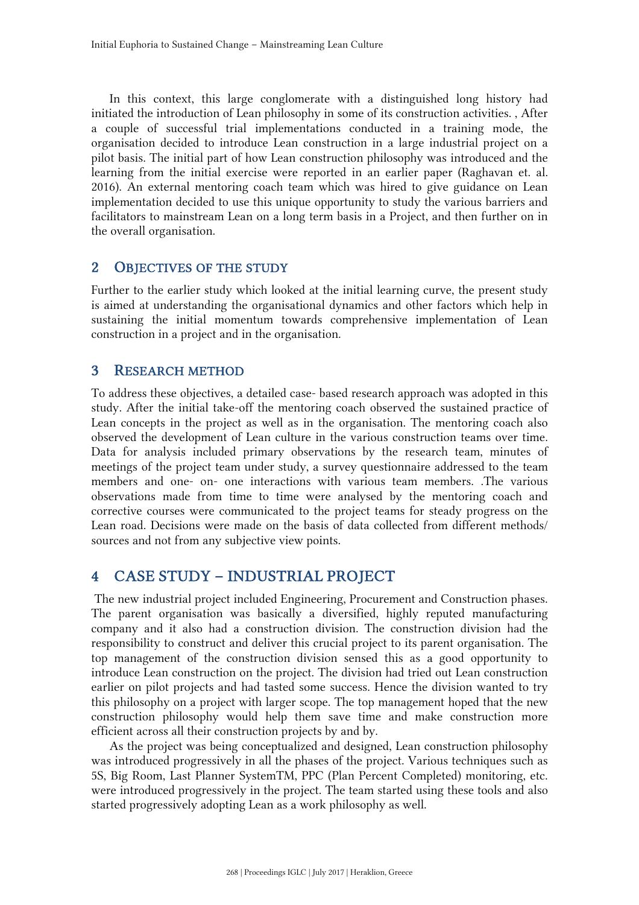In this context, this large conglomerate with a distinguished long history had initiated the introduction of Lean philosophy in some of its construction activities. , After a couple of successful trial implementations conducted in a training mode, the organisation decided to introduce Lean construction in a large industrial project on a pilot basis. The initial part of how Lean construction philosophy was introduced and the learning from the initial exercise were reported in an earlier paper (Raghavan et. al. 2016). An external mentoring coach team which was hired to give guidance on Lean implementation decided to use this unique opportunity to study the various barriers and facilitators to mainstream Lean on a long term basis in a Project, and then further on in the overall organisation.

## 2 OBJECTIVES OF THE STUDY

Further to the earlier study which looked at the initial learning curve, the present study is aimed at understanding the organisational dynamics and other factors which help in sustaining the initial momentum towards comprehensive implementation of Lean construction in a project and in the organisation.

## 3 RESEARCH METHOD

To address these objectives, a detailed case- based research approach was adopted in this study. After the initial take-off the mentoring coach observed the sustained practice of Lean concepts in the project as well as in the organisation. The mentoring coach also observed the development of Lean culture in the various construction teams over time. Data for analysis included primary observations by the research team, minutes of meetings of the project team under study, a survey questionnaire addressed to the team members and one- on- one interactions with various team members. .The various observations made from time to time were analysed by the mentoring coach and corrective courses were communicated to the project teams for steady progress on the Lean road. Decisions were made on the basis of data collected from different methods/ sources and not from any subjective view points.

## 4 CASE STUDY – INDUSTRIAL PROJECT

The new industrial project included Engineering, Procurement and Construction phases. The parent organisation was basically a diversified, highly reputed manufacturing company and it also had a construction division. The construction division had the responsibility to construct and deliver this crucial project to its parent organisation. The top management of the construction division sensed this as a good opportunity to introduce Lean construction on the project. The division had tried out Lean construction earlier on pilot projects and had tasted some success. Hence the division wanted to try this philosophy on a project with larger scope. The top management hoped that the new construction philosophy would help them save time and make construction more efficient across all their construction projects by and by.

As the project was being conceptualized and designed, Lean construction philosophy was introduced progressively in all the phases of the project. Various techniques such as 5S, Big Room, Last Planner SystemTM, PPC (Plan Percent Completed) monitoring, etc. were introduced progressively in the project. The team started using these tools and also started progressively adopting Lean as a work philosophy as well.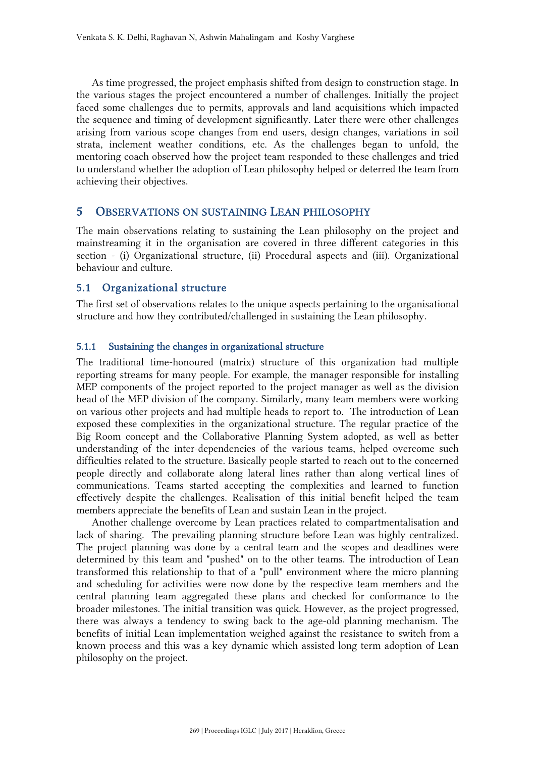As time progressed, the project emphasis shifted from design to construction stage. In the various stages the project encountered a number of challenges. Initially the project faced some challenges due to permits, approvals and land acquisitions which impacted the sequence and timing of development significantly. Later there were other challenges arising from various scope changes from end users, design changes, variations in soil strata, inclement weather conditions, etc. As the challenges began to unfold, the mentoring coach observed how the project team responded to these challenges and tried to understand whether the adoption of Lean philosophy helped or deterred the team from achieving their objectives.

## 5 Observations on sustaining Lean philosophy

The main observations relating to sustaining the Lean philosophy on the project and mainstreaming it in the organisation are covered in three different categories in this section - (i) Organizational structure, (ii) Procedural aspects and (iii). Organizational behaviour and culture.

### 5.1 Organizational structure

The first set of observations relates to the unique aspects pertaining to the organisational structure and how they contributed/challenged in sustaining the Lean philosophy.

#### 5.1.1 Sustaining the changes in organizational structure

The traditional time-honoured (matrix) structure of this organization had multiple reporting streams for many people. For example, the manager responsible for installing MEP components of the project reported to the project manager as well as the division head of the MEP division of the company. Similarly, many team members were working on various other projects and had multiple heads to report to. The introduction of Lean exposed these complexities in the organizational structure. The regular practice of the Big Room concept and the Collaborative Planning System adopted, as well as better understanding of the inter-dependencies of the various teams, helped overcome such difficulties related to the structure. Basically people started to reach out to the concerned people directly and collaborate along lateral lines rather than along vertical lines of communications. Teams started accepting the complexities and learned to function effectively despite the challenges. Realisation of this initial benefit helped the team members appreciate the benefits of Lean and sustain Lean in the project.

Another challenge overcome by Lean practices related to compartmentalisation and lack of sharing. The prevailing planning structure before Lean was highly centralized. The project planning was done by a central team and the scopes and deadlines were determined by this team and "pushed" on to the other teams. The introduction of Lean transformed this relationship to that of a "pull" environment where the micro planning and scheduling for activities were now done by the respective team members and the central planning team aggregated these plans and checked for conformance to the broader milestones. The initial transition was quick. However, as the project progressed, there was always a tendency to swing back to the age-old planning mechanism. The benefits of initial Lean implementation weighed against the resistance to switch from a known process and this was a key dynamic which assisted long term adoption of Lean philosophy on the project.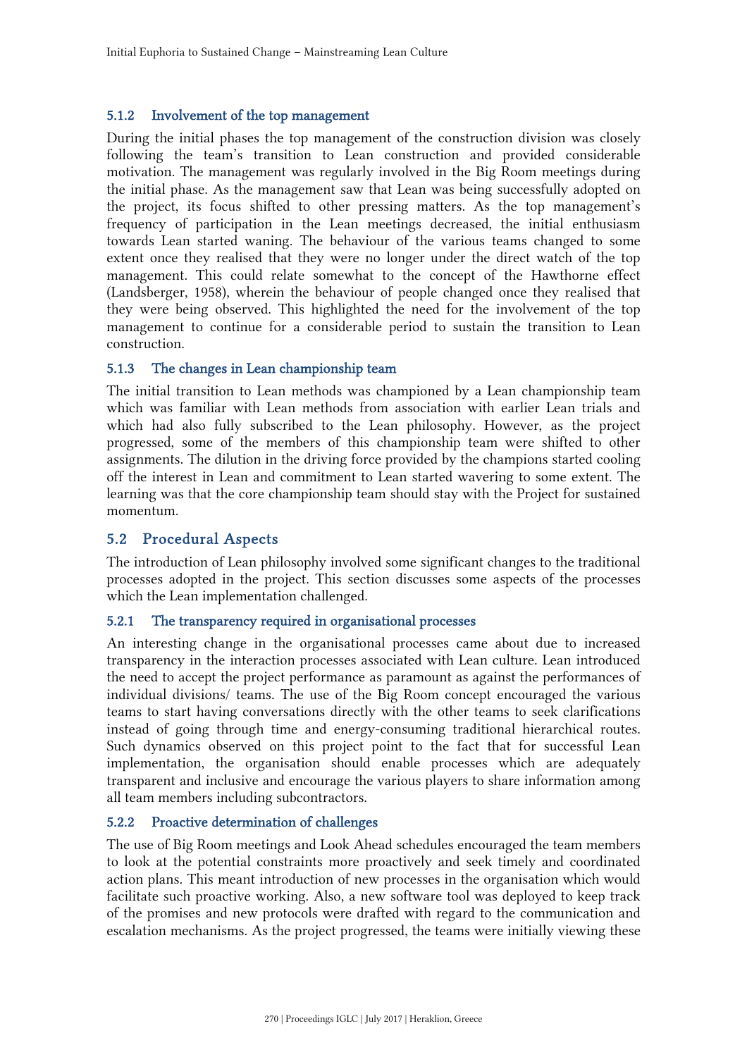### 5.1.2 Involvement of the top management

During the initial phases the top management of the construction division was closely following the team's transition to Lean construction and provided considerable motivation. The management was regularly involved in the Big Room meetings during the initial phase. As the management saw that Lean was being successfully adopted on the project, its focus shifted to other pressing matters. As the top management's frequency of participation in the Lean meetings decreased, the initial enthusiasm towards Lean started waning. The behaviour of the various teams changed to some extent once they realised that they were no longer under the direct watch of the top management. This could relate somewhat to the concept of the Hawthorne effect (Landsberger, 1958), wherein the behaviour of people changed once they realised that they were being observed. This highlighted the need for the involvement of the top management to continue for a considerable period to sustain the transition to Lean construction.

### 5.1.3 The changes in Lean championship team

The initial transition to Lean methods was championed by a Lean championship team which was familiar with Lean methods from association with earlier Lean trials and which had also fully subscribed to the Lean philosophy. However, as the project progressed, some of the members of this championship team were shifted to other assignments. The dilution in the driving force provided by the champions started cooling off the interest in Lean and commitment to Lean started wavering to some extent. The learning was that the core championship team should stay with the Project for sustained momentum.

## 5.2 Procedural Aspects

The introduction of Lean philosophy involved some significant changes to the traditional processes adopted in the project. This section discusses some aspects of the processes which the Lean implementation challenged.

### 5.2.1 The transparency required in organisational processes

An interesting change in the organisational processes came about due to increased transparency in the interaction processes associated with Lean culture. Lean introduced the need to accept the project performance as paramount as against the performances of individual divisions/ teams. The use of the Big Room concept encouraged the various teams to start having conversations directly with the other teams to seek clarifications instead of going through time and energy-consuming traditional hierarchical routes. Such dynamics observed on this project point to the fact that for successful Lean implementation, the organisation should enable processes which are adequately transparent and inclusive and encourage the various players to share information among all team members including subcontractors.

### 5.2.2 Proactive determination of challenges

The use of Big Room meetings and Look Ahead schedules encouraged the team members to look at the potential constraints more proactively and seek timely and coordinated action plans. This meant introduction of new processes in the organisation which would facilitate such proactive working. Also, a new software tool was deployed to keep track of the promises and new protocols were drafted with regard to the communication and escalation mechanisms. As the project progressed, the teams were initially viewing these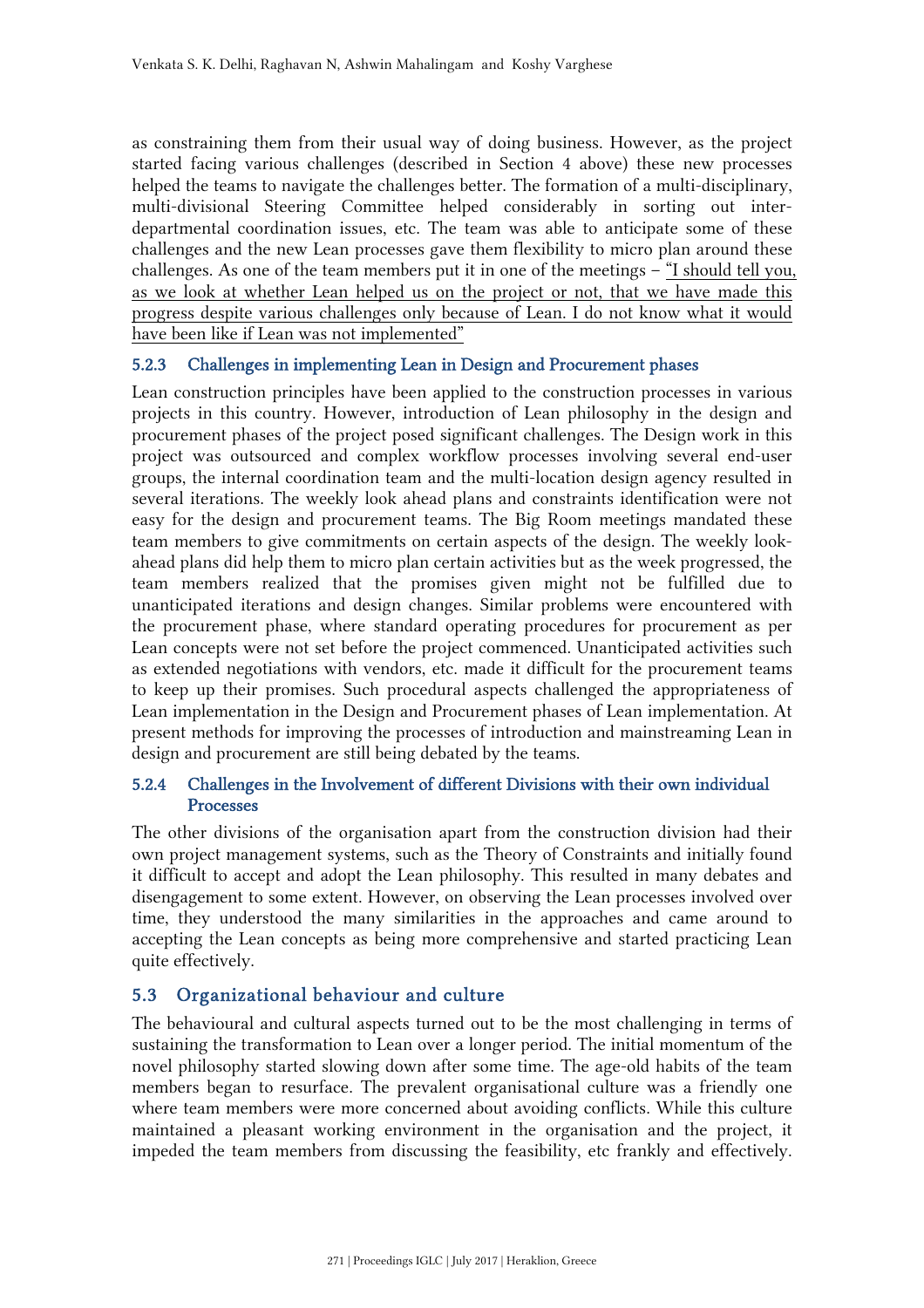as constraining them from their usual way of doing business. However, as the project started facing various challenges (described in Section 4 above) these new processes helped the teams to navigate the challenges better. The formation of a multi-disciplinary, multi-divisional Steering Committee helped considerably in sorting out inter-departmental coordination issues, etc. The team was able to anticipate some of these challenges and the new Lean processes gave them flexibility to micro plan around these challenges. As one of the team members put it in one of the meetings – <u>"I should tell you, as we look at whether Lean helped us on the project or not, that we have made this progress despite various challenges only because of Lean. I do not know what it would have been like if Lean was not implemented"</u>

### 5.2.3 Challenges in implementing Lean in Design and Procurement phases

Lean construction principles have been applied to the construction processes in various projects in this country. However, introduction of Lean philosophy in the design and procurement phases of the project posed significant challenges. The Design work in this project was outsourced and complex workflow processes involving several end-user groups, the internal coordination team and the multi-location design agency resulted in several iterations. The weekly look ahead plans and constraints identification were not easy for the design and procurement teams. The Big Room meetings mandated these team members to give commitments on certain aspects of the design. The weekly look-ahead plans did help them to micro plan certain activities but as the week progressed, the team members realized that the promises given might not be fulfilled due to unanticipated iterations and design changes. Similar problems were encountered with the procurement phase, where standard operating procedures for procurement as per Lean concepts were not set before the project commenced. Unanticipated activities such as extended negotiations with vendors, etc. made it difficult for the procurement teams to keep up their promises. Such procedural aspects challenged the appropriateness of Lean implementation in the Design and Procurement phases of Lean implementation. At present methods for improving the processes of introduction and mainstreaming Lean in design and procurement are still being debated by the teams.

### 5.2.4 Challenges in the Involvement of different Divisions with their own individual Processes

The other divisions of the organisation apart from the construction division had their own project management systems, such as the Theory of Constraints and initially found it difficult to accept and adopt the Lean philosophy. This resulted in many debates and disengagement to some extent. However, on observing the Lean processes involved over time, they understood the many similarities in the approaches and came around to accepting the Lean concepts as being more comprehensive and started practicing Lean quite effectively.

## 5.3 Organizational behaviour and culture

The behavioural and cultural aspects turned out to be the most challenging in terms of sustaining the transformation to Lean over a longer period. The initial momentum of the novel philosophy started slowing down after some time. The age-old habits of the team members began to resurface. The prevalent organisational culture was a friendly one where team members were more concerned about avoiding conflicts. While this culture maintained a pleasant working environment in the organisation and the project, it impeded the team members from discussing the feasibility, etc frankly and effectively.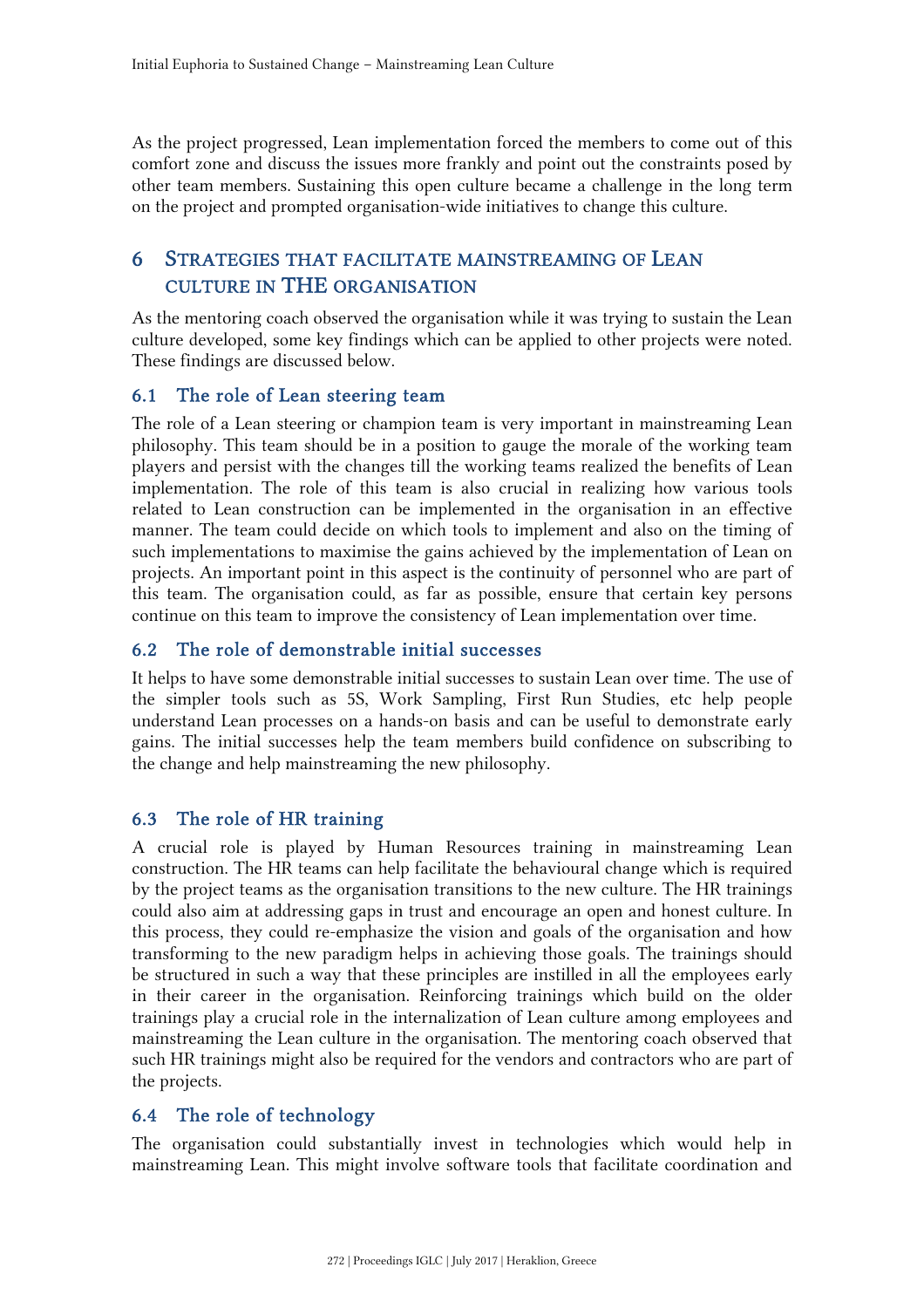As the project progressed, Lean implementation forced the members to come out of this comfort zone and discuss the issues more frankly and point out the constraints posed by other team members. Sustaining this open culture became a challenge in the long term on the project and prompted organisation-wide initiatives to change this culture.

## 6 STRATEGIES THAT FACILITATE MAINSTREAMING OF LEAN CULTURE IN THE ORGANISATION

As the mentoring coach observed the organisation while it was trying to sustain the Lean culture developed, some key findings which can be applied to other projects were noted. These findings are discussed below.

### 6.1 The role of Lean steering team

The role of a Lean steering or champion team is very important in mainstreaming Lean philosophy. This team should be in a position to gauge the morale of the working team players and persist with the changes till the working teams realized the benefits of Lean implementation. The role of this team is also crucial in realizing how various tools related to Lean construction can be implemented in the organisation in an effective manner. The team could decide on which tools to implement and also on the timing of such implementations to maximise the gains achieved by the implementation of Lean on projects. An important point in this aspect is the continuity of personnel who are part of this team. The organisation could, as far as possible, ensure that certain key persons continue on this team to improve the consistency of Lean implementation over time.

### 6.2 The role of demonstrable initial successes

It helps to have some demonstrable initial successes to sustain Lean over time. The use of the simpler tools such as 5S, Work Sampling, First Run Studies, etc help people understand Lean processes on a hands-on basis and can be useful to demonstrate early gains. The initial successes help the team members build confidence on subscribing to the change and help mainstreaming the new philosophy.

### 6.3 The role of HR training

A crucial role is played by Human Resources training in mainstreaming Lean construction. The HR teams can help facilitate the behavioural change which is required by the project teams as the organisation transitions to the new culture. The HR trainings could also aim at addressing gaps in trust and encourage an open and honest culture. In this process, they could re-emphasize the vision and goals of the organisation and how transforming to the new paradigm helps in achieving those goals. The trainings should be structured in such a way that these principles are instilled in all the employees early in their career in the organisation. Reinforcing trainings which build on the older trainings play a crucial role in the internalization of Lean culture among employees and mainstreaming the Lean culture in the organisation. The mentoring coach observed that such HR trainings might also be required for the vendors and contractors who are part of the projects.

### 6.4 The role of technology

The organisation could substantially invest in technologies which would help in mainstreaming Lean. This might involve software tools that facilitate coordination and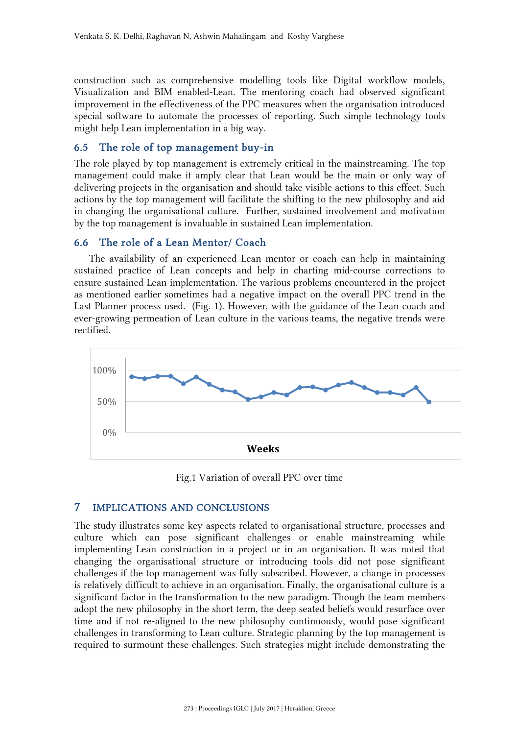construction such as comprehensive modelling tools like Digital workflow models, Visualization and BIM enabled-Lean. The mentoring coach had observed significant improvement in the effectiveness of the PPC measures when the organisation introduced special software to automate the processes of reporting. Such simple technology tools might help Lean implementation in a big way.

## 6.5 The role of top management buy-in

The role played by top management is extremely critical in the mainstreaming. The top management could make it amply clear that Lean would be the main or only way of delivering projects in the organisation and should take visible actions to this effect. Such actions by the top management will facilitate the shifting to the new philosophy and aid in changing the organisational culture. Further, sustained involvement and motivation by the top management is invaluable in sustained Lean implementation.

## 6.6 The role of a Lean Mentor/ Coach

The availability of an experienced Lean mentor or coach can help in maintaining sustained practice of Lean concepts and help in charting mid-course corrections to ensure sustained Lean implementation. The various problems encountered in the project as mentioned earlier sometimes had a negative impact on the overall PPC trend in the Last Planner process used. (Fig. 1). However, with the guidance of the Lean coach and ever-growing permeation of Lean culture in the various teams, the negative trends were rectified.

Fig.1 Variation of overall PPC over time

# 7 IMPLICATIONS AND CONCLUSIONS

The study illustrates some key aspects related to organisational structure, processes and culture which can pose significant challenges or enable mainstreaming while implementing Lean construction in a project or in an organisation. It was noted that changing the organisational structure or introducing tools did not pose significant challenges if the top management was fully subscribed. However, a change in processes is relatively difficult to achieve in an organisation. Finally, the organisational culture is a significant factor in the transformation to the new paradigm. Though the team members adopt the new philosophy in the short term, the deep seated beliefs would resurface over time and if not re-aligned to the new philosophy continuously, would pose significant challenges in transforming to Lean culture. Strategic planning by the top management is required to surmount these challenges. Such strategies might include demonstrating the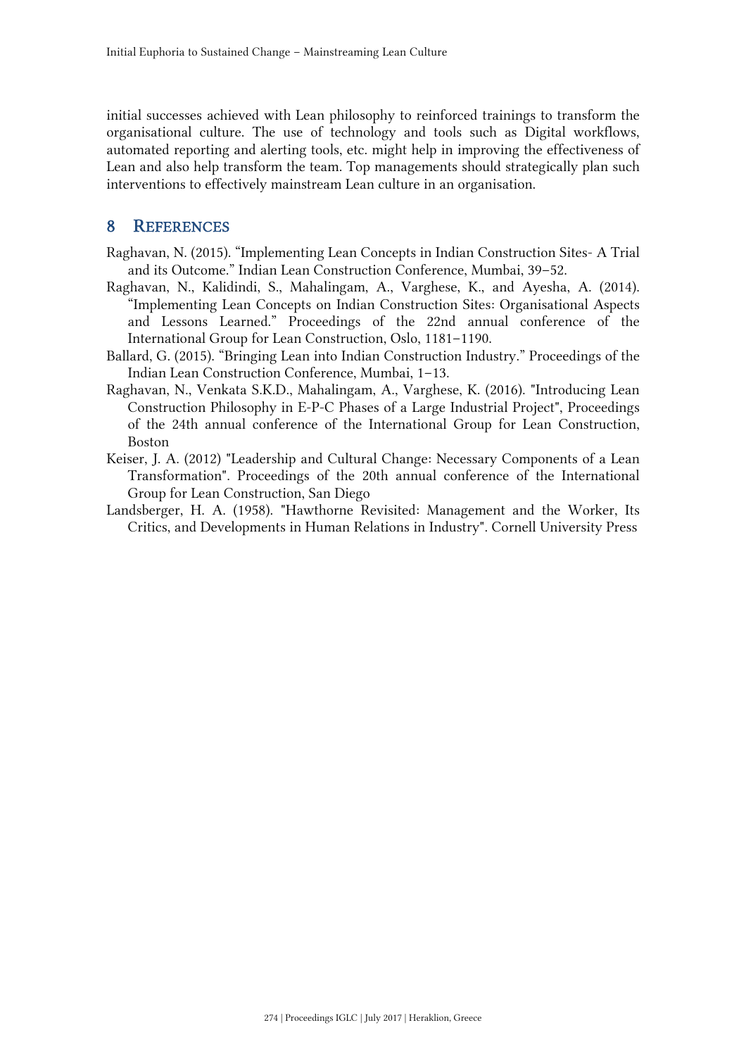initial successes achieved with Lean philosophy to reinforced trainings to transform the organisational culture. The use of technology and tools such as Digital workflows, automated reporting and alerting tools, etc. might help in improving the effectiveness of Lean and also help transform the team. Top managements should strategically plan such interventions to effectively mainstream Lean culture in an organisation.

# 8 REFERENCES

Raghavan, N. (2015). "Implementing Lean Concepts in Indian Construction Sites- A Trial and its Outcome." Indian Lean Construction Conference, Mumbai, 39–52.

Raghavan, N., Kalidindi, S., Mahalingam, A., Varghese, K., and Ayesha, A. (2014). "Implementing Lean Concepts on Indian Construction Sites: Organisational Aspects and Lessons Learned." Proceedings of the 22nd annual conference of the International Group for Lean Construction, Oslo, 1181–1190.

Ballard, G. (2015). "Bringing Lean into Indian Construction Industry." Proceedings of the Indian Lean Construction Conference, Mumbai, 1–13.

Raghavan, N., Venkata S.K.D., Mahalingam, A., Varghese, K. (2016). "Introducing Lean Construction Philosophy in E-P-C Phases of a Large Industrial Project", Proceedings of the 24th annual conference of the International Group for Lean Construction, Boston

Keiser, J. A. (2012) "Leadership and Cultural Change: Necessary Components of a Lean Transformation". Proceedings of the 20th annual conference of the International Group for Lean Construction, San Diego

Landsberger, H. A. (1958). "Hawthorne Revisited: Management and the Worker, Its Critics, and Developments in Human Relations in Industry". Cornell University Press